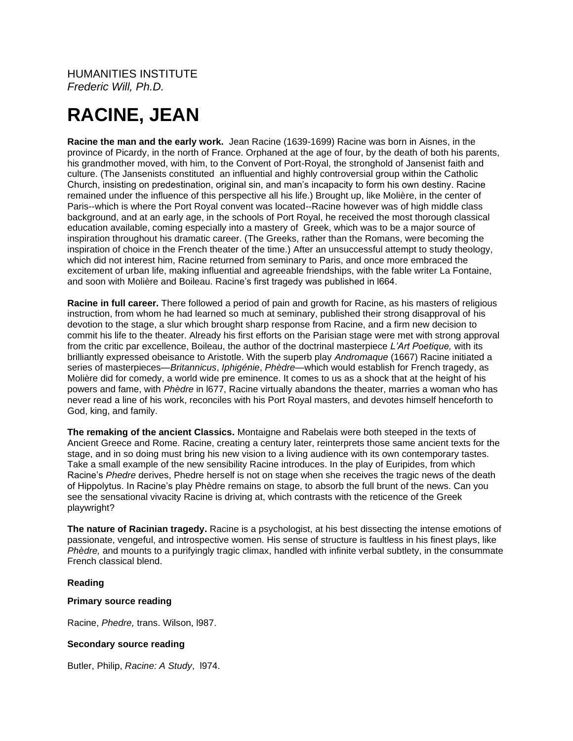HUMANITIES INSTITUTE
*Frederic Will, Ph.D.*

# RACINE, JEAN

**Racine the man and the early work.** Jean Racine (1639-1699) Racine was born in Aisnes, in the province of Picardy, in the north of France. Orphaned at the age of four, by the death of both his parents, his grandmother moved, with him, to the Convent of Port-Royal, the stronghold of Jansenist faith and culture. (The Jansenists constituted an influential and highly controversial group within the Catholic Church, insisting on predestination, original sin, and man's incapacity to form his own destiny. Racine remained under the influence of this perspective all his life.) Brought up, like Molière, in the center of Paris--which is where the Port Royal convent was located--Racine however was of high middle class background, and at an early age, in the schools of Port Royal, he received the most thorough classical education available, coming especially into a mastery of Greek, which was to be a major source of inspiration throughout his dramatic career. (The Greeks, rather than the Romans, were becoming the inspiration of choice in the French theater of the time.) After an unsuccessful attempt to study theology, which did not interest him, Racine returned from seminary to Paris, and once more embraced the excitement of urban life, making influential and agreeable friendships, with the fable writer La Fontaine, and soon with Molière and Boileau. Racine's first tragedy was published in l664.

**Racine in full career.** There followed a period of pain and growth for Racine, as his masters of religious instruction, from whom he had learned so much at seminary, published their strong disapproval of his devotion to the stage, a slur which brought sharp response from Racine, and a firm new decision to commit his life to the theater. Already his first efforts on the Parisian stage were met with strong approval from the critic par excellence, Boileau, the author of the doctrinal masterpiece *L'Art Poetique,* with its brilliantly expressed obeisance to Aristotle. With the superb play *Andromaque* (1667) Racine initiated a series of masterpieces—*Britannicus*, *Iphigénie*, *Phèdre*—which would establish for French tragedy, as Molière did for comedy, a world wide pre eminence. It comes to us as a shock that at the height of his powers and fame, with *Phèdre* in l677, Racine virtually abandons the theater, marries a woman who has never read a line of his work, reconciles with his Port Royal masters, and devotes himself henceforth to God, king, and family.

**The remaking of the ancient Classics.** Montaigne and Rabelais were both steeped in the texts of Ancient Greece and Rome. Racine, creating a century later, reinterprets those same ancient texts for the stage, and in so doing must bring his new vision to a living audience with its own contemporary tastes. Take a small example of the new sensibility Racine introduces. In the play of Euripides, from which Racine's *Phedre* derives, Phedre herself is not on stage when she receives the tragic news of the death of Hippolytus. In Racine's play Phèdre remains on stage, to absorb the full brunt of the news. Can you see the sensational vivacity Racine is driving at, which contrasts with the reticence of the Greek playwright?

**The nature of Racinian tragedy.** Racine is a psychologist, at his best dissecting the intense emotions of passionate, vengeful, and introspective women. His sense of structure is faultless in his finest plays, like *Phèdre,* and mounts to a purifyingly tragic climax, handled with infinite verbal subtlety, in the consummate French classical blend.

**Reading**

**Primary source reading**

Racine, *Phedre,* trans. Wilson, l987.

**Secondary source reading**

Butler, Philip, *Racine: A Study*, l974.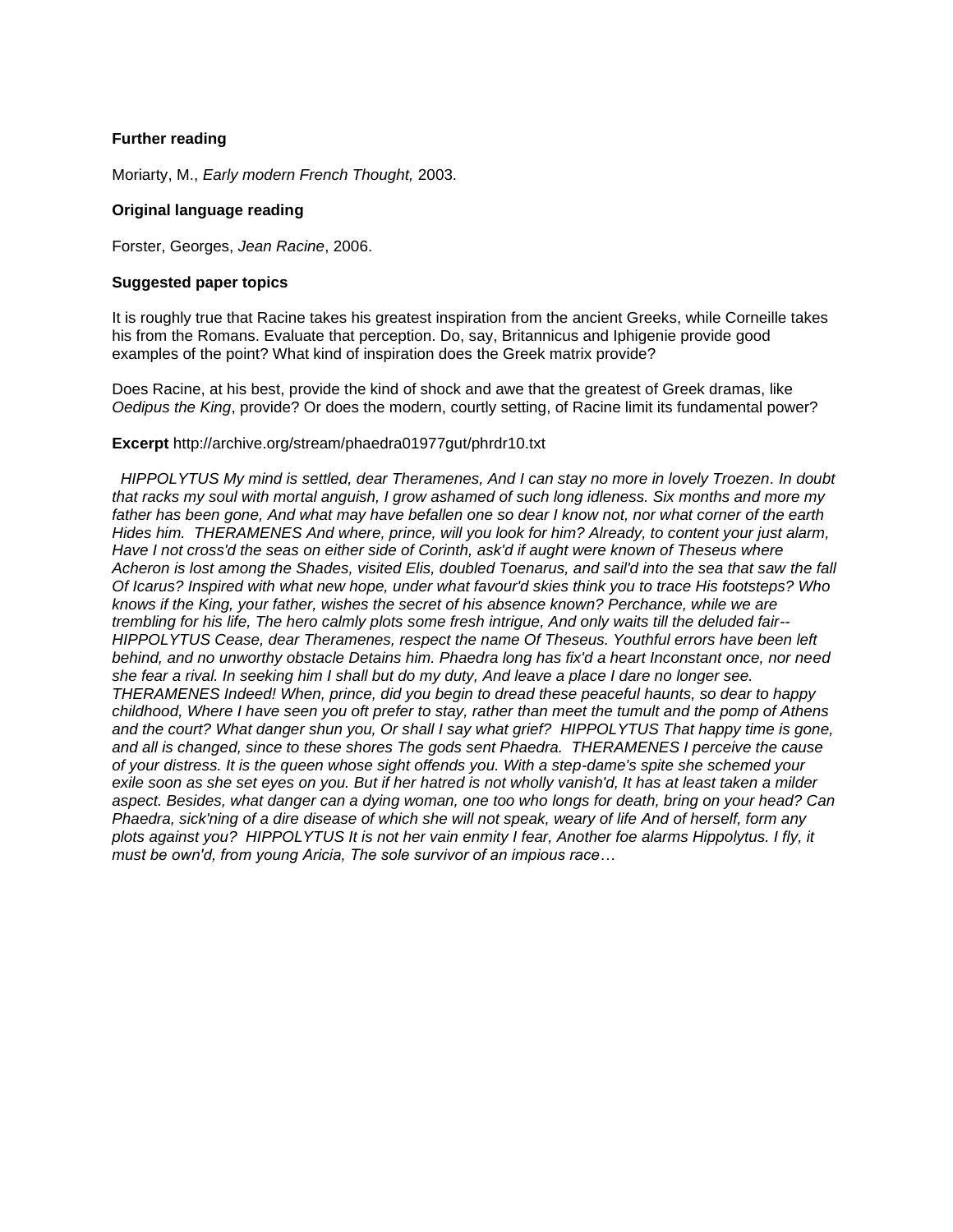**Further reading**

Moriarty, M., *Early modern French Thought,* 2003.

**Original language reading**

Forster, Georges, *Jean Racine*, 2006.

**Suggested paper topics**

It is roughly true that Racine takes his greatest inspiration from the ancient Greeks, while Corneille takes his from the Romans. Evaluate that perception. Do, say, Britannicus and Iphigenie provide good examples of the point? What kind of inspiration does the Greek matrix provide?

Does Racine, at his best, provide the kind of shock and awe that the greatest of Greek dramas, like *Oedipus the King*, provide? Or does the modern, courtly setting, of Racine limit its fundamental power?

**Excerpt** http://archive.org/stream/phaedra01977gut/phrdr10.txt

*HIPPOLYTUS My mind is settled, dear Theramenes, And I can stay no more in lovely Troezen. In doubt that racks my soul with mortal anguish, I grow ashamed of such long idleness. Six months and more my father has been gone, And what may have befallen one so dear I know not, nor what corner of the earth Hides him. THERAMENES And where, prince, will you look for him? Already, to content your just alarm, Have I not cross'd the seas on either side of Corinth, ask'd if aught were known of Theseus where Acheron is lost among the Shades, visited Elis, doubled Toenarus, and sail'd into the sea that saw the fall Of Icarus? Inspired with what new hope, under what favour'd skies think you to trace His footsteps? Who knows if the King, your father, wishes the secret of his absence known? Perchance, while we are trembling for his life, The hero calmly plots some fresh intrigue, And only waits till the deluded fair-- HIPPOLYTUS Cease, dear Theramenes, respect the name Of Theseus. Youthful errors have been left behind, and no unworthy obstacle Detains him. Phaedra long has fix'd a heart Inconstant once, nor need she fear a rival. In seeking him I shall but do my duty, And leave a place I dare no longer see. THERAMENES Indeed! When, prince, did you begin to dread these peaceful haunts, so dear to happy childhood, Where I have seen you oft prefer to stay, rather than meet the tumult and the pomp of Athens and the court? What danger shun you, Or shall I say what grief? HIPPOLYTUS That happy time is gone, and all is changed, since to these shores The gods sent Phaedra. THERAMENES I perceive the cause of your distress. It is the queen whose sight offends you. With a step-dame's spite she schemed your exile soon as she set eyes on you. But if her hatred is not wholly vanish'd, It has at least taken a milder aspect. Besides, what danger can a dying woman, one too who longs for death, bring on your head? Can Phaedra, sick'ning of a dire disease of which she will not speak, weary of life And of herself, form any plots against you? HIPPOLYTUS It is not her vain enmity I fear, Another foe alarms Hippolytus. I fly, it must be own'd, from young Aricia, The sole survivor of an impious race…*